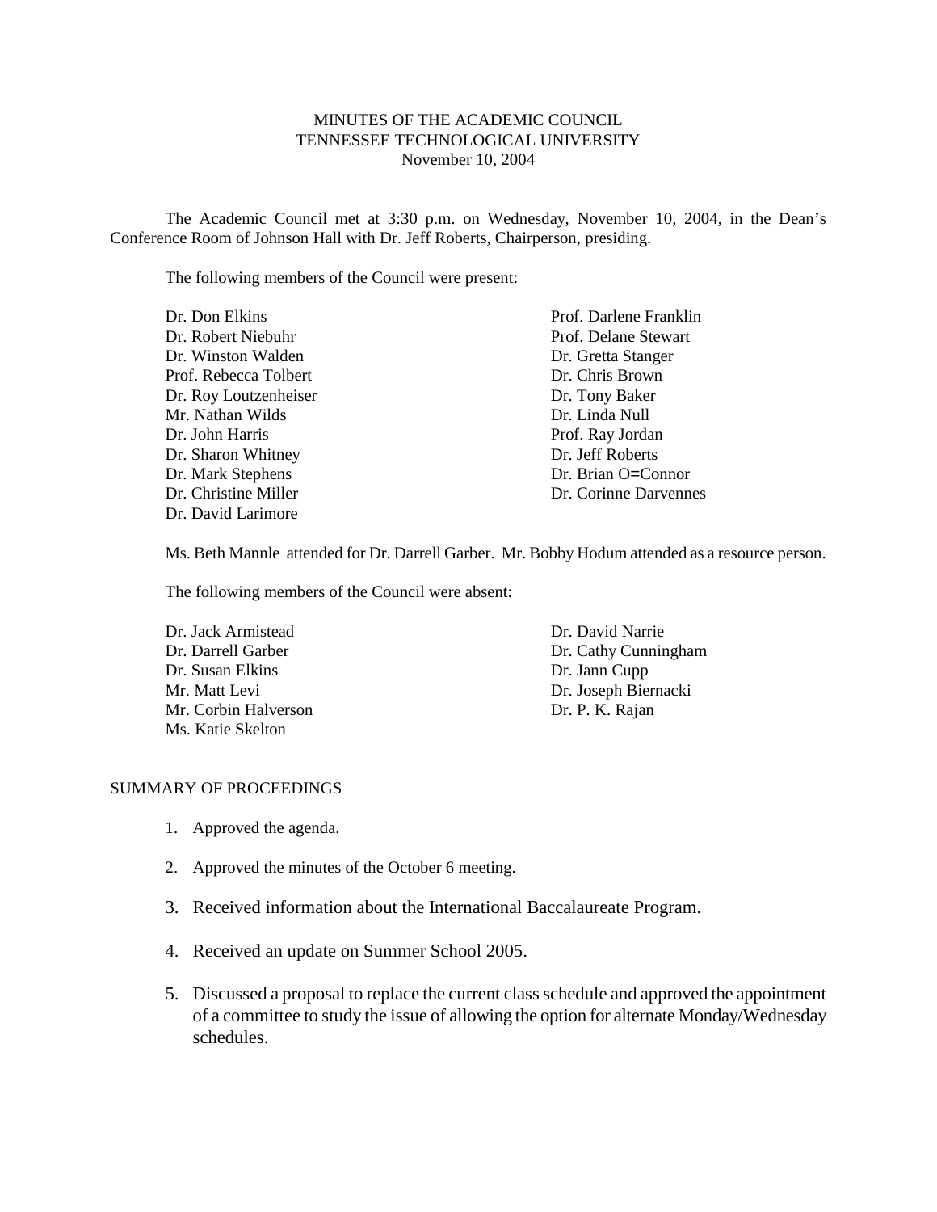# MINUTES OF THE ACADEMIC COUNCIL
## TENNESSEE TECHNOLOGICAL UNIVERSITY
### November 10, 2004

The Academic Council met at 3:30 p.m. on Wednesday, November 10, 2004, in the Dean's Conference Room of Johnson Hall with Dr. Jeff Roberts, Chairperson, presiding.

The following members of the Council were present:

Dr. Don Elkins
Dr. Robert Niebuhr
Dr. Winston Walden
Prof. Rebecca Tolbert
Dr. Roy Loutzenheiser
Mr. Nathan Wilds
Dr. John Harris
Dr. Sharon Whitney
Dr. Mark Stephens
Dr. Christine Miller
Dr. David Larimore
Prof. Darlene Franklin
Prof. Delane Stewart
Dr. Gretta Stanger
Dr. Chris Brown
Dr. Tony Baker
Dr. Linda Null
Prof. Ray Jordan
Dr. Jeff Roberts
Dr. Brian O=Connor
Dr. Corinne Darvennes

Ms. Beth Mannle attended for Dr. Darrell Garber. Mr. Bobby Hodum attended as a resource person.

The following members of the Council were absent:

Dr. Jack Armistead
Dr. Darrell Garber
Dr. Susan Elkins
Mr. Matt Levi
Mr. Corbin Halverson
Ms. Katie Skelton
Dr. David Narrie
Dr. Cathy Cunningham
Dr. Jann Cupp
Dr. Joseph Biernacki
Dr. P. K. Rajan

## SUMMARY OF PROCEEDINGS

1. Approved the agenda.
2. Approved the minutes of the October 6 meeting.
3. Received information about the International Baccalaureate Program.
4. Received an update on Summer School 2005.
5. Discussed a proposal to replace the current class schedule and approved the appointment of a committee to study the issue of allowing the option for alternate Monday/Wednesday schedules.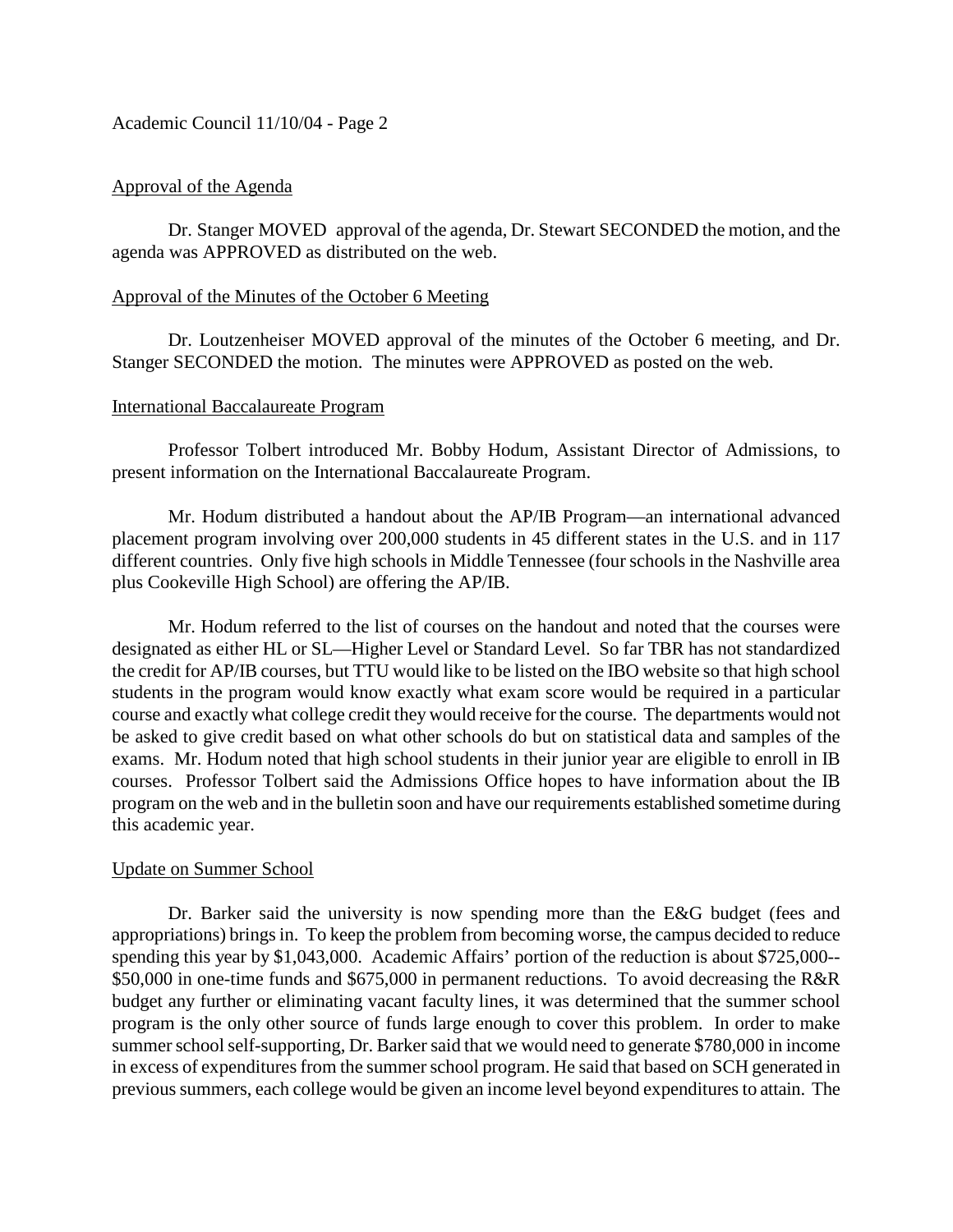## Approval of the Agenda

Dr. Stanger MOVED approval of the agenda, Dr. Stewart SECONDED the motion, and the agenda was APPROVED as distributed on the web.

## Approval of the Minutes of the October 6 Meeting

Dr. Loutzenheiser MOVED approval of the minutes of the October 6 meeting, and Dr. Stanger SECONDED the motion. The minutes were APPROVED as posted on the web.

## International Baccalaureate Program

Professor Tolbert introduced Mr. Bobby Hodum, Assistant Director of Admissions, to present information on the International Baccalaureate Program.

Mr. Hodum distributed a handout about the AP/IB Program—an international advanced placement program involving over 200,000 students in 45 different states in the U.S. and in 117 different countries. Only five high schools in Middle Tennessee (four schools in the Nashville area plus Cookeville High School) are offering the AP/IB.

Mr. Hodum referred to the list of courses on the handout and noted that the courses were designated as either HL or SL—Higher Level or Standard Level. So far TBR has not standardized the credit for AP/IB courses, but TTU would like to be listed on the IBO website so that high school students in the program would know exactly what exam score would be required in a particular course and exactly what college credit they would receive for the course. The departments would not be asked to give credit based on what other schools do but on statistical data and samples of the exams. Mr. Hodum noted that high school students in their junior year are eligible to enroll in IB courses. Professor Tolbert said the Admissions Office hopes to have information about the IB program on the web and in the bulletin soon and have our requirements established sometime during this academic year.

## Update on Summer School

Dr. Barker said the university is now spending more than the E&G budget (fees and appropriations) brings in. To keep the problem from becoming worse, the campus decided to reduce spending this year by $1,043,000. Academic Affairs' portion of the reduction is about $725,000--$50,000 in one-time funds and $675,000 in permanent reductions. To avoid decreasing the R&R budget any further or eliminating vacant faculty lines, it was determined that the summer school program is the only other source of funds large enough to cover this problem. In order to make summer school self-supporting, Dr. Barker said that we would need to generate $780,000 in income in excess of expenditures from the summer school program. He said that based on SCH generated in previous summers, each college would be given an income level beyond expenditures to attain. The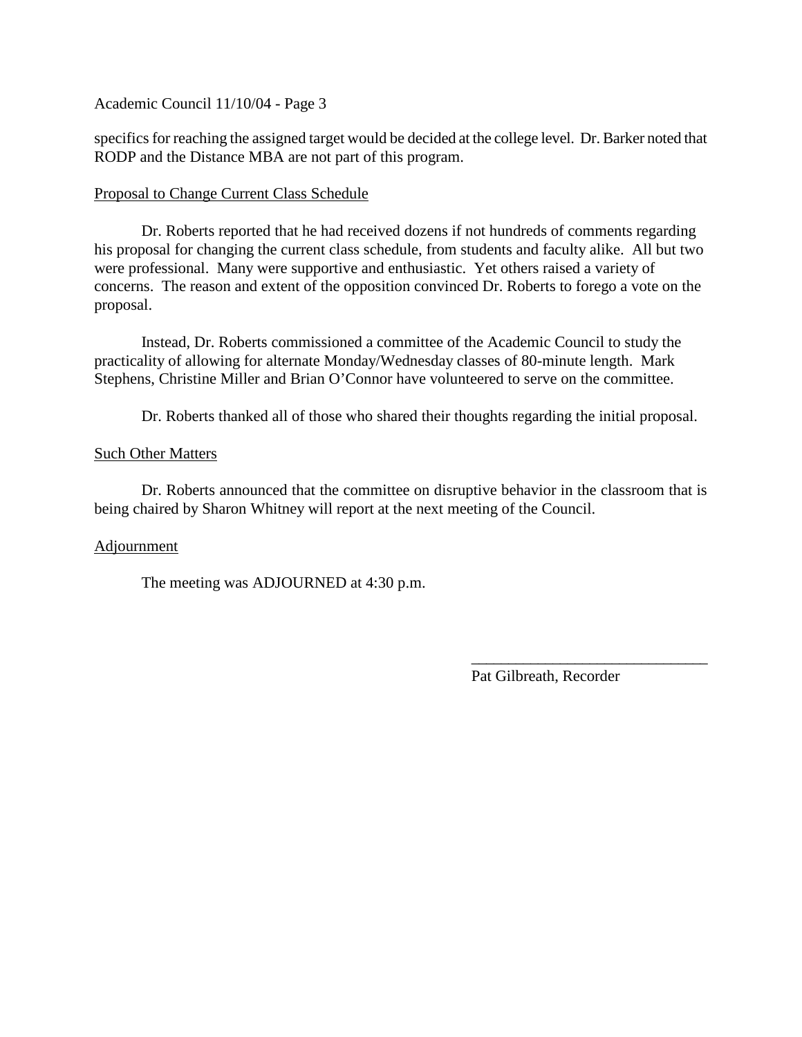specifics for reaching the assigned target would be decided at the college level. Dr. Barker noted that RODP and the Distance MBA are not part of this program.

Proposal to Change Current Class Schedule

Dr. Roberts reported that he had received dozens if not hundreds of comments regarding his proposal for changing the current class schedule, from students and faculty alike. All but two were professional. Many were supportive and enthusiastic. Yet others raised a variety of concerns. The reason and extent of the opposition convinced Dr. Roberts to forego a vote on the proposal.

Instead, Dr. Roberts commissioned a committee of the Academic Council to study the practicality of allowing for alternate Monday/Wednesday classes of 80-minute length. Mark Stephens, Christine Miller and Brian O'Connor have volunteered to serve on the committee.

Dr. Roberts thanked all of those who shared their thoughts regarding the initial proposal.

Such Other Matters

Dr. Roberts announced that the committee on disruptive behavior in the classroom that is being chaired by Sharon Whitney will report at the next meeting of the Council.

Adjournment

The meeting was ADJOURNED at 4:30 p.m.

_______________________________
Pat Gilbreath, Recorder